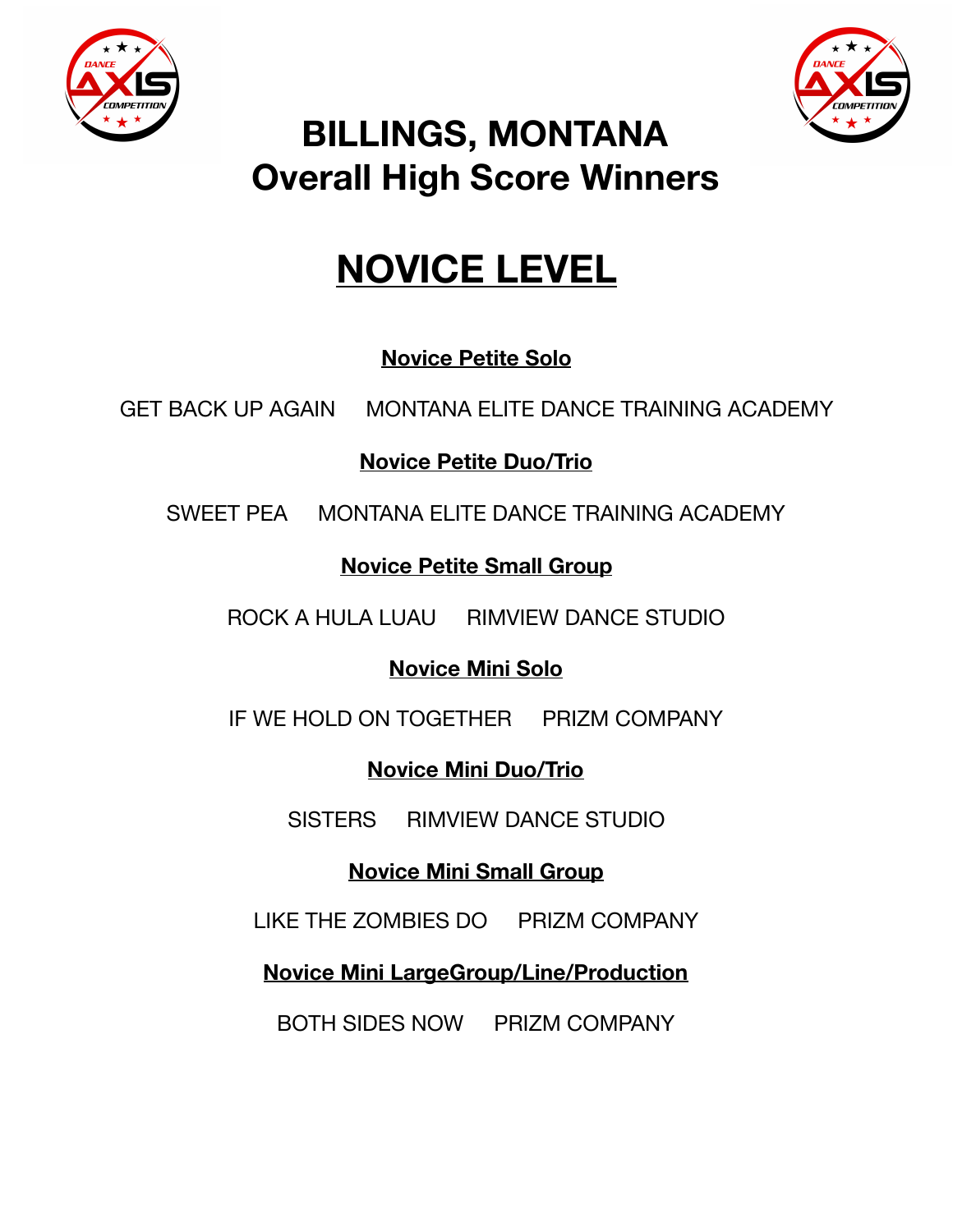# BILLINGS, MONTANA
# Overall High Score Winners

## NOVICE LEVEL

### Novice Petite Solo

GET BACK UP AGAIN MONTANA ELITE DANCE TRAINING ACADEMY

### Novice Petite Duo/Trio

SWEET PEA MONTANA ELITE DANCE TRAINING ACADEMY

### Novice Petite Small Group

ROCK A HULA LUAU RIMVIEW DANCE STUDIO

### Novice Mini Solo

IF WE HOLD ON TOGETHER PRIZM COMPANY

### Novice Mini Duo/Trio

SISTERS RIMVIEW DANCE STUDIO

### Novice Mini Small Group

LIKE THE ZOMBIES DO PRIZM COMPANY

### Novice Mini LargeGroup/Line/Production

BOTH SIDES NOW PRIZM COMPANY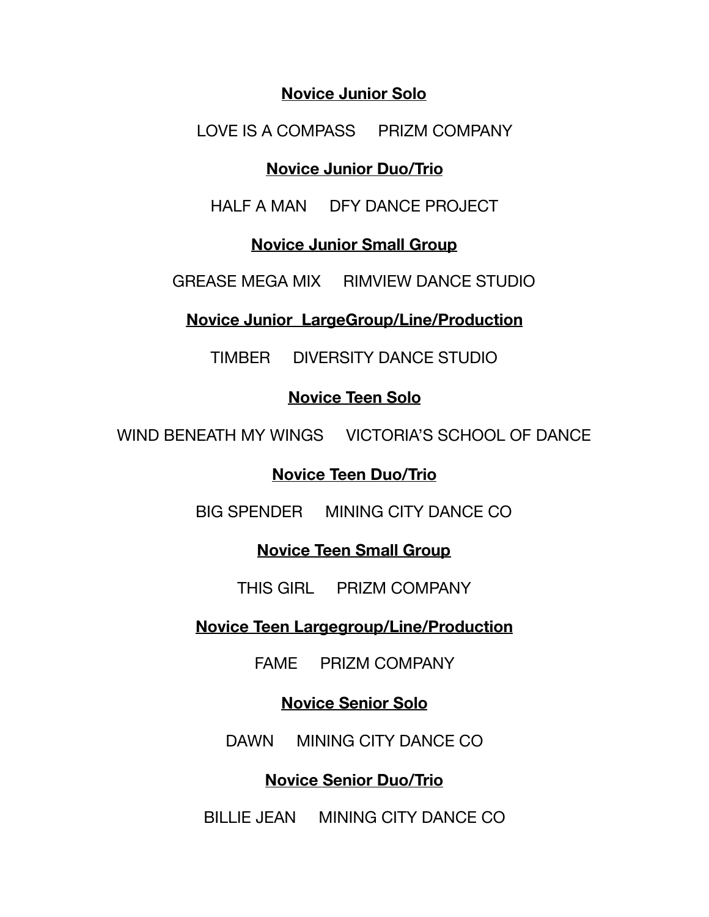**Novice Junior Solo**

LOVE IS A COMPASS PRIZM COMPANY

**Novice Junior Duo/Trio**

HALF A MAN DFY DANCE PROJECT

**Novice Junior Small Group**

GREASE MEGA MIX RIMVIEW DANCE STUDIO

**Novice Junior LargeGroup/Line/Production**

TIMBER DIVERSITY DANCE STUDIO

**Novice Teen Solo**

WIND BENEATH MY WINGS VICTORIA'S SCHOOL OF DANCE

**Novice Teen Duo/Trio**

BIG SPENDER MINING CITY DANCE CO

**Novice Teen Small Group**

THIS GIRL PRIZM COMPANY

**Novice Teen Largegroup/Line/Production**

FAME PRIZM COMPANY

**Novice Senior Solo**

DAWN MINING CITY DANCE CO

**Novice Senior Duo/Trio**

BILLIE JEAN MINING CITY DANCE CO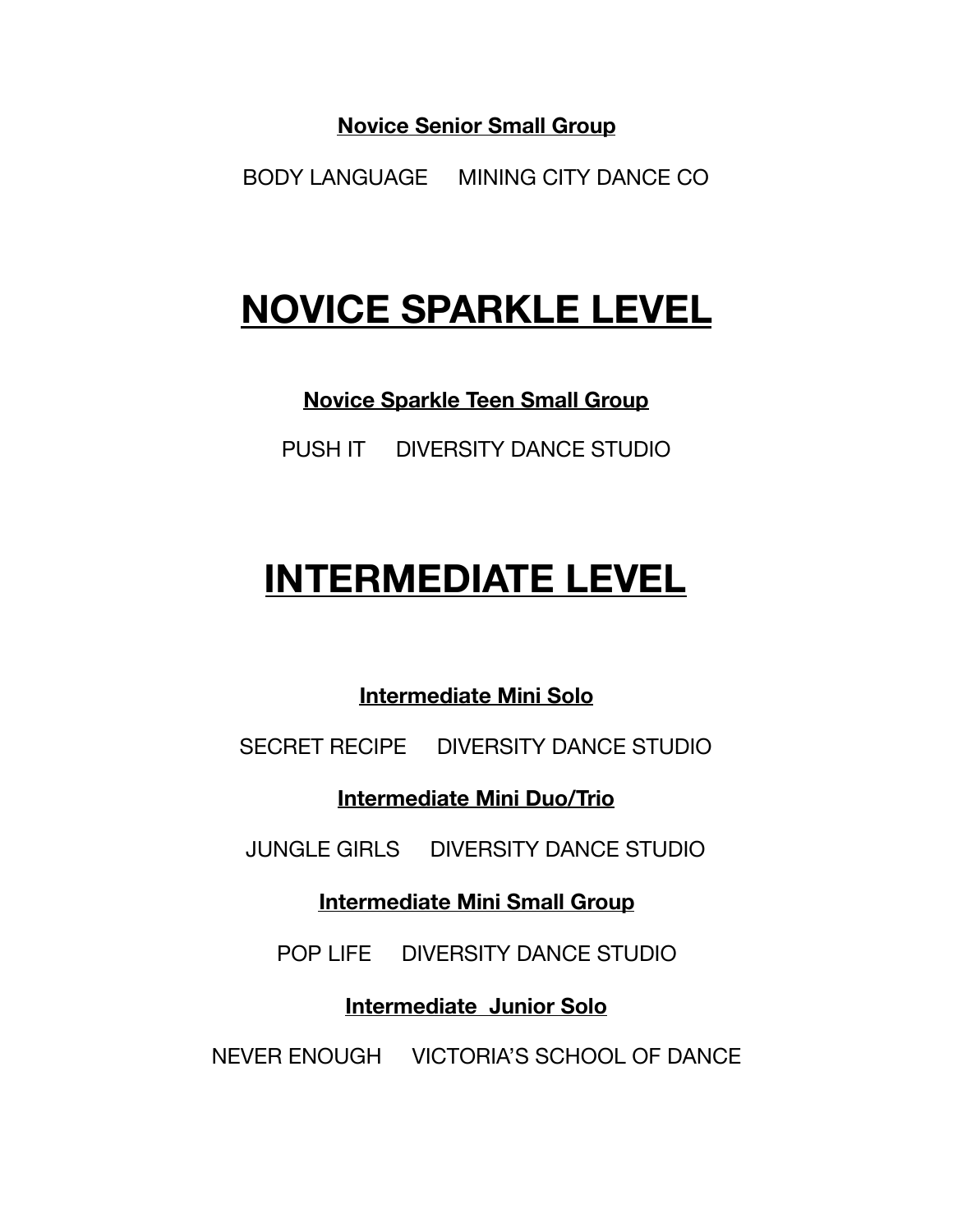### Novice Senior Small Group

BODY LANGUAGE     MINING CITY DANCE CO

# NOVICE SPARKLE LEVEL

### Novice Sparkle Teen Small Group

PUSH IT     DIVERSITY DANCE STUDIO

# INTERMEDIATE LEVEL

### Intermediate Mini Solo

SECRET RECIPE     DIVERSITY DANCE STUDIO

### Intermediate Mini Duo/Trio

JUNGLE GIRLS     DIVERSITY DANCE STUDIO

### Intermediate Mini Small Group

POP LIFE     DIVERSITY DANCE STUDIO

### Intermediate  Junior Solo

NEVER ENOUGH     VICTORIA'S SCHOOL OF DANCE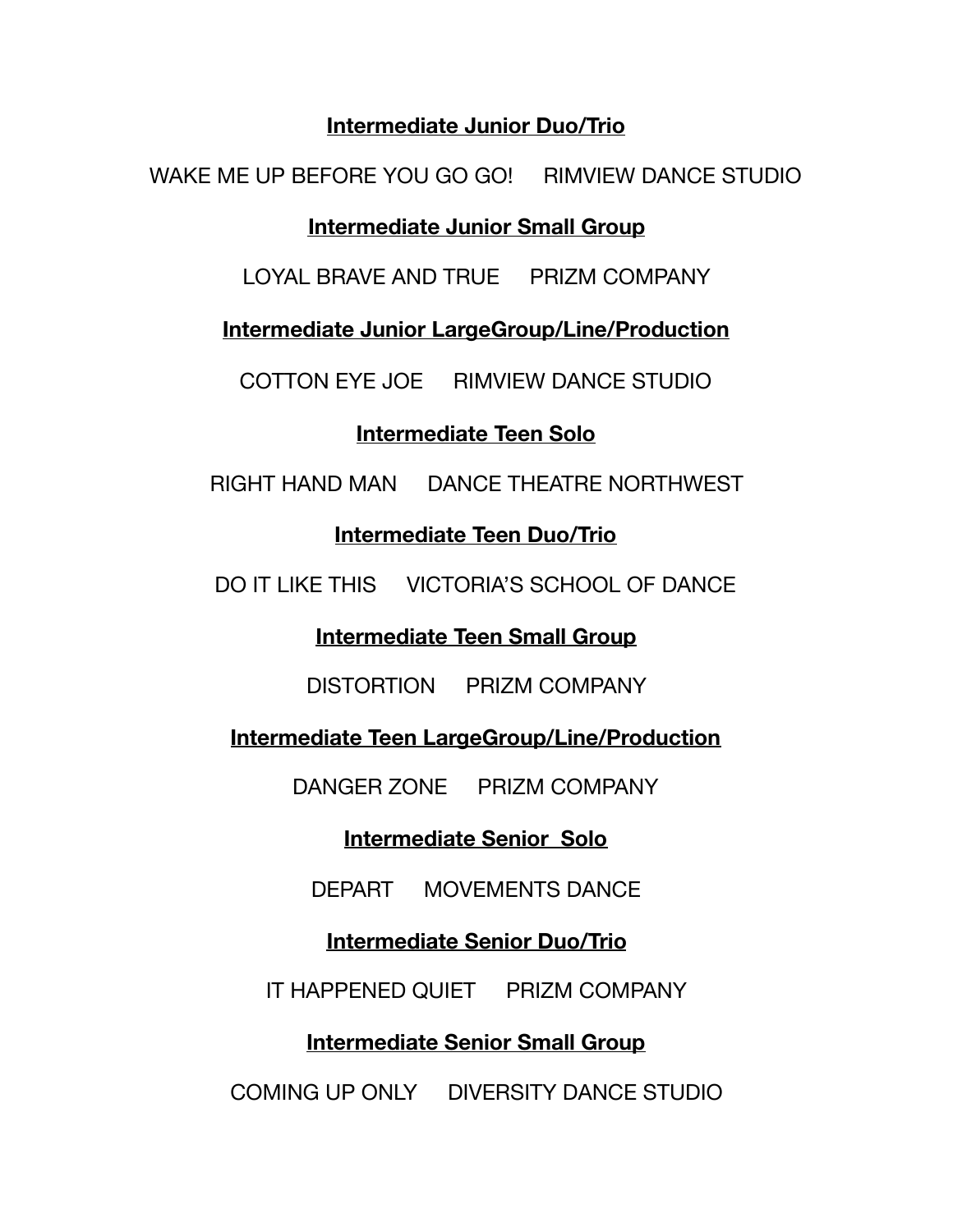**Intermediate Junior Duo/Trio**

WAKE ME UP BEFORE YOU GO GO!     RIMVIEW DANCE STUDIO

**Intermediate Junior Small Group**

LOYAL BRAVE AND TRUE     PRIZM COMPANY

**Intermediate Junior LargeGroup/Line/Production**

COTTON EYE JOE     RIMVIEW DANCE STUDIO

**Intermediate Teen Solo**

RIGHT HAND MAN     DANCE THEATRE NORTHWEST

**Intermediate Teen Duo/Trio**

DO IT LIKE THIS     VICTORIA'S SCHOOL OF DANCE

**Intermediate Teen Small Group**

DISTORTION     PRIZM COMPANY

**Intermediate Teen LargeGroup/Line/Production**

DANGER ZONE     PRIZM COMPANY

**Intermediate Senior Solo**

DEPART     MOVEMENTS DANCE

**Intermediate Senior Duo/Trio**

IT HAPPENED QUIET     PRIZM COMPANY

**Intermediate Senior Small Group**

COMING UP ONLY     DIVERSITY DANCE STUDIO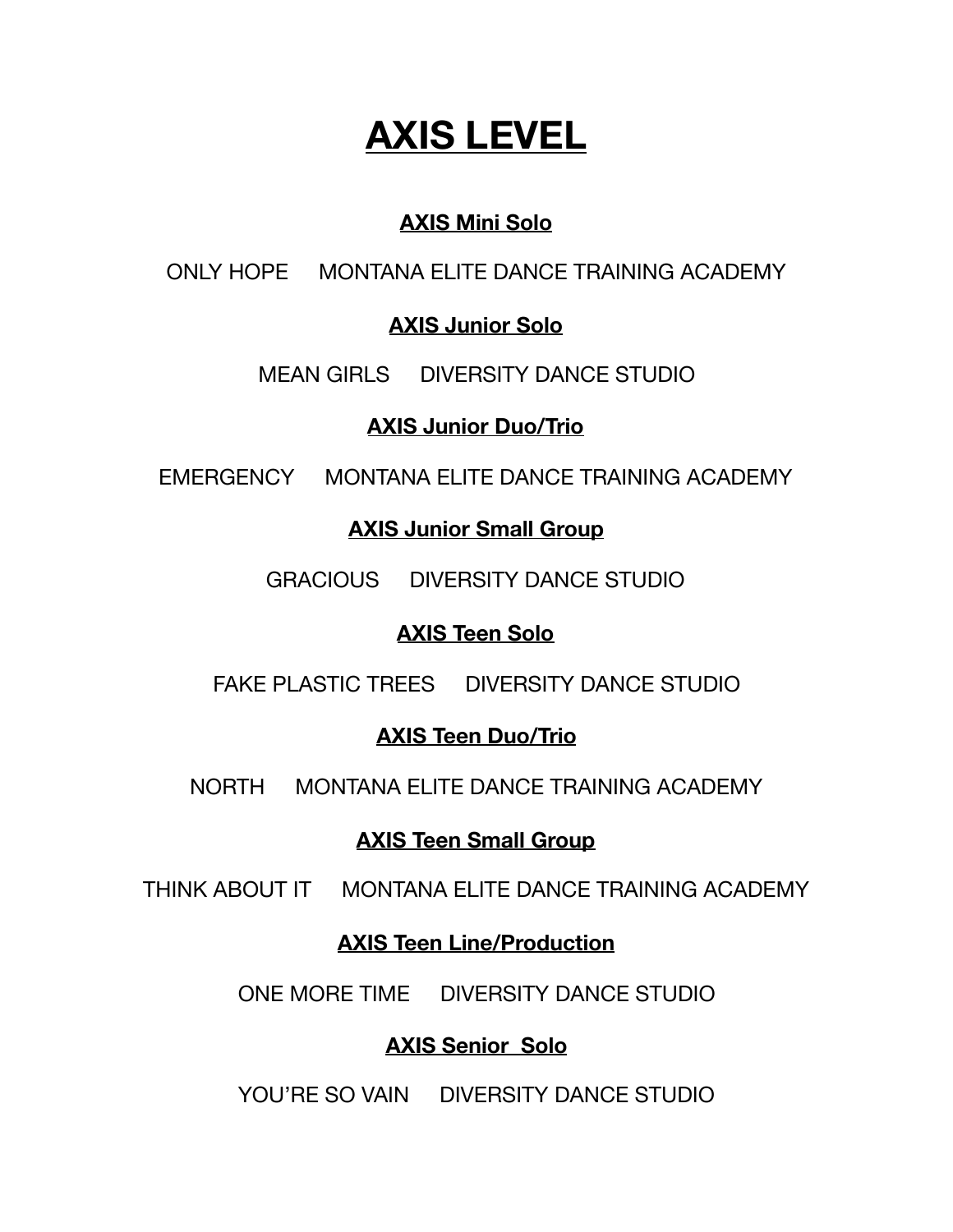# AXIS LEVEL

**AXIS Mini Solo**

ONLY HOPE MONTANA ELITE DANCE TRAINING ACADEMY

**AXIS Junior Solo**

MEAN GIRLS DIVERSITY DANCE STUDIO

**AXIS Junior Duo/Trio**

EMERGENCY MONTANA ELITE DANCE TRAINING ACADEMY

**AXIS Junior Small Group**

GRACIOUS DIVERSITY DANCE STUDIO

**AXIS Teen Solo**

FAKE PLASTIC TREES DIVERSITY DANCE STUDIO

**AXIS Teen Duo/Trio**

NORTH MONTANA ELITE DANCE TRAINING ACADEMY

**AXIS Teen Small Group**

THINK ABOUT IT MONTANA ELITE DANCE TRAINING ACADEMY

**AXIS Teen Line/Production**

ONE MORE TIME DIVERSITY DANCE STUDIO

**AXIS Senior Solo**

YOU'RE SO VAIN DIVERSITY DANCE STUDIO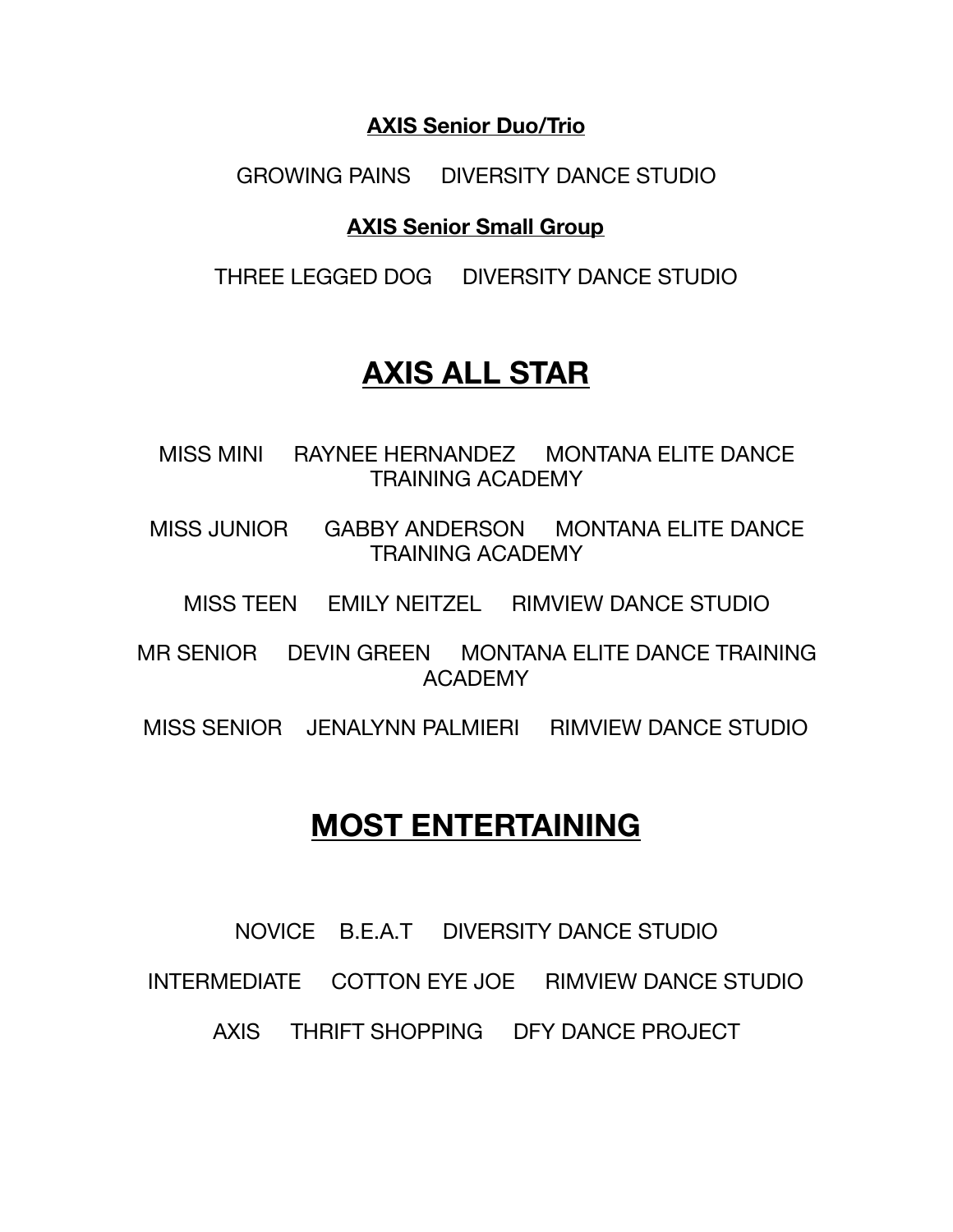**AXIS Senior Duo/Trio**

GROWING PAINS DIVERSITY DANCE STUDIO

**AXIS Senior Small Group**

THREE LEGGED DOG DIVERSITY DANCE STUDIO

## AXIS ALL STAR

MISS MINI RAYNEE HERNANDEZ MONTANA ELITE DANCE TRAINING ACADEMY

MISS JUNIOR GABBY ANDERSON MONTANA ELITE DANCE TRAINING ACADEMY

MISS TEEN EMILY NEITZEL RIMVIEW DANCE STUDIO

MR SENIOR DEVIN GREEN MONTANA ELITE DANCE TRAINING ACADEMY

MISS SENIOR JENALYNN PALMIERI RIMVIEW DANCE STUDIO

## MOST ENTERTAINING

NOVICE B.E.A.T DIVERSITY DANCE STUDIO

INTERMEDIATE COTTON EYE JOE RIMVIEW DANCE STUDIO

AXIS THRIFT SHOPPING DFY DANCE PROJECT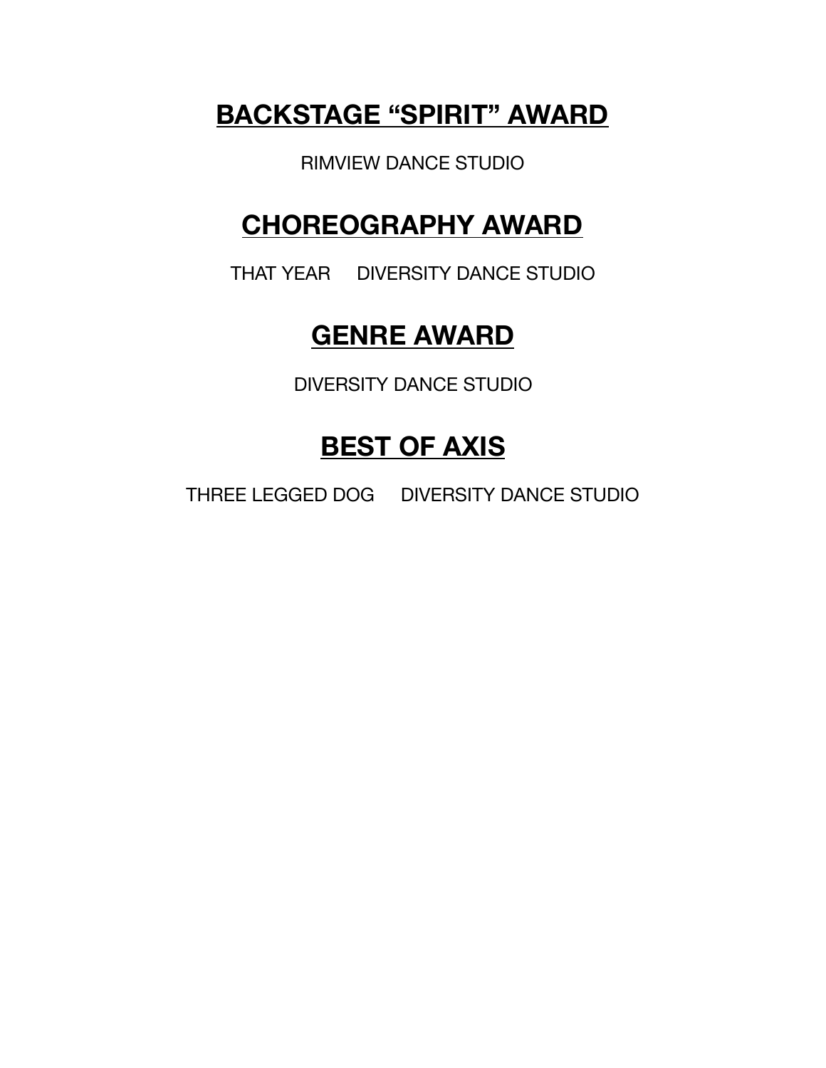## BACKSTAGE “SPIRIT” AWARD

RIMVIEW DANCE STUDIO

## CHOREOGRAPHY AWARD

THAT YEAR DIVERSITY DANCE STUDIO

## GENRE AWARD

DIVERSITY DANCE STUDIO

## BEST OF AXIS

THREE LEGGED DOG DIVERSITY DANCE STUDIO